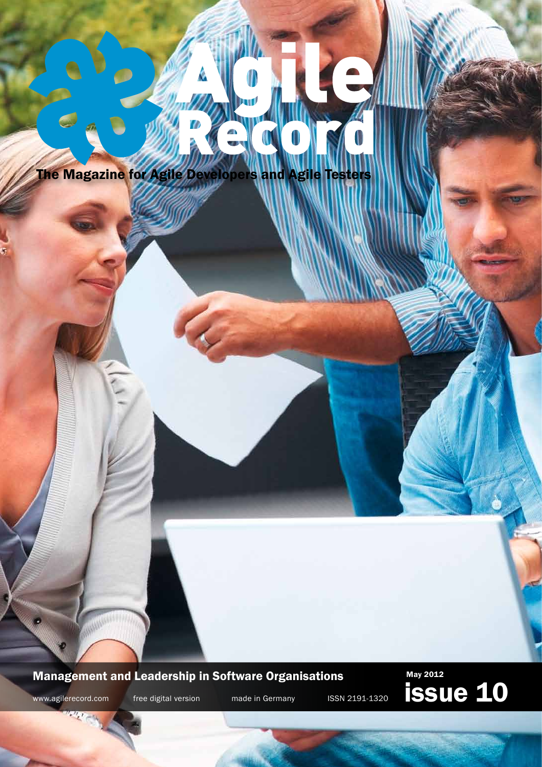# Agile Record

**The Magazine for Agile Developers and Agile Testers**

**Management and Leadership in Software Organisations**

**May 2012**

# issue 10

www.agilerecord.com free digital version made in Germany ISSN 2191-1320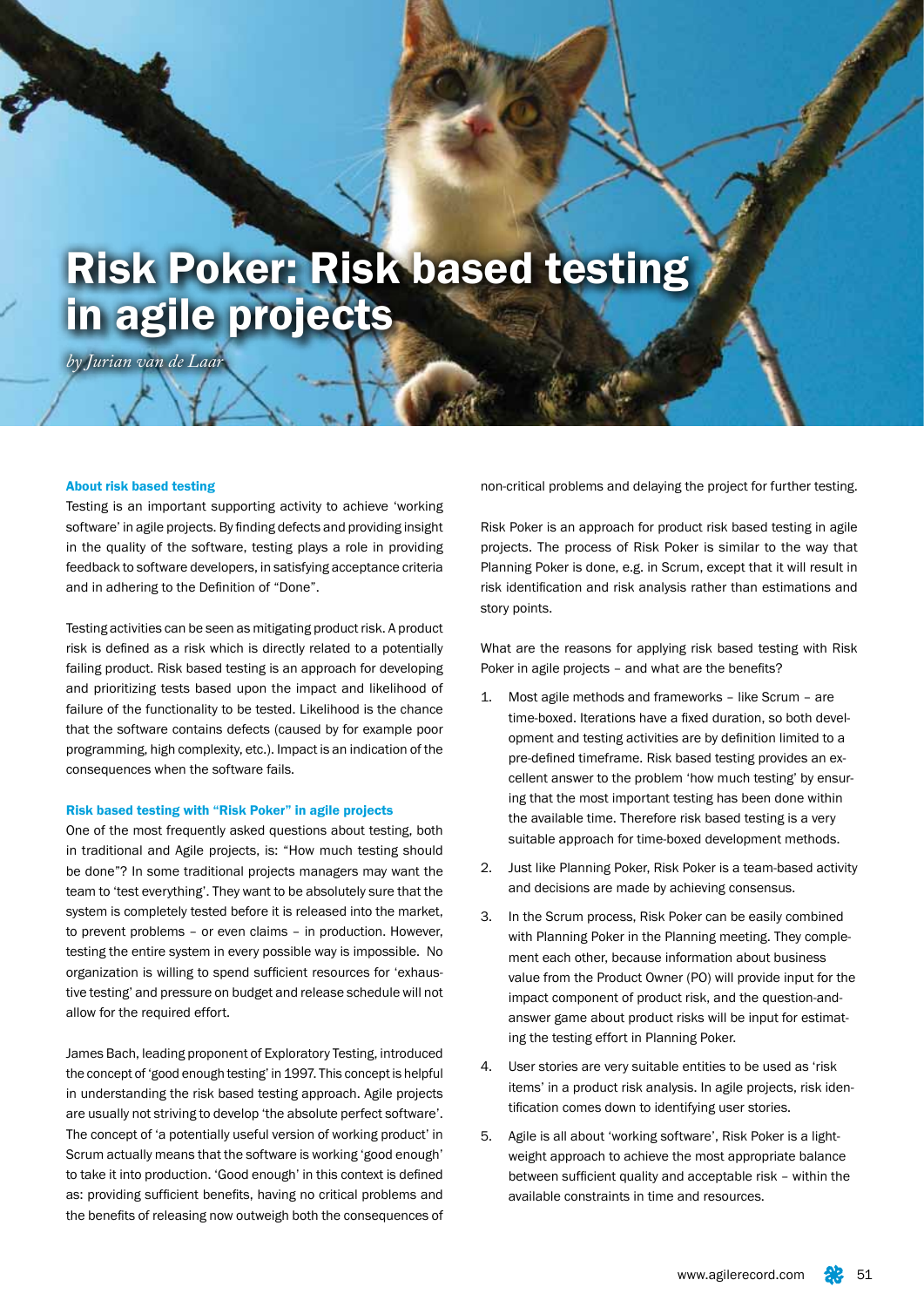# Risk Poker: Risk based testing in agile projects

*by Jurian van de Laar*

## About risk based testing

Testing is an important supporting activity to achieve 'working software' in agile projects. By finding defects and providing insight in the quality of the software, testing plays a role in providing feedback to software developers, in satisfying acceptance criteria and in adhering to the Definition of "Done".

Testing activities can be seen as mitigating product risk. A product risk is defined as a risk which is directly related to a potentially failing product. Risk based testing is an approach for developing and prioritizing tests based upon the impact and likelihood of failure of the functionality to be tested. Likelihood is the chance that the software contains defects (caused by for example poor programming, high complexity, etc.). Impact is an indication of the consequences when the software fails.

## Risk based testing with "Risk Poker" in agile projects

One of the most frequently asked questions about testing, both in traditional and Agile projects, is: "How much testing should be done"? In some traditional projects managers may want the team to 'test everything'. They want to be absolutely sure that the system is completely tested before it is released into the market, to prevent problems – or even claims – in production. However, testing the entire system in every possible way is impossible. No organization is willing to spend sufficient resources for 'exhaustive testing' and pressure on budget and release schedule will not allow for the required effort.

James Bach, leading proponent of Exploratory Testing, introduced the concept of 'good enough testing' in 1997. This concept is helpful in understanding the risk based testing approach. Agile projects are usually not striving to develop 'the absolute perfect software'. The concept of 'a potentially useful version of working product' in Scrum actually means that the software is working 'good enough' to take it into production. 'Good enough' in this context is defined as: providing sufficient benefits, having no critical problems and the benefits of releasing now outweigh both the consequences of non-critical problems and delaying the project for further testing.

Risk Poker is an approach for product risk based testing in agile projects. The process of Risk Poker is similar to the way that Planning Poker is done, e.g. in Scrum, except that it will result in risk identification and risk analysis rather than estimations and story points.

What are the reasons for applying risk based testing with Risk Poker in agile projects – and what are the benefits?

1. Most agile methods and frameworks – like Scrum – are time-boxed. Iterations have a fixed duration, so both development and testing activities are by definition limited to a pre-defined timeframe. Risk based testing provides an excellent answer to the problem 'how much testing' by ensuring that the most important testing has been done within the available time. Therefore risk based testing is a very suitable approach for time-boxed development methods.
2. Just like Planning Poker, Risk Poker is a team-based activity and decisions are made by achieving consensus.
3. In the Scrum process, Risk Poker can be easily combined with Planning Poker in the Planning meeting. They complement each other, because information about business value from the Product Owner (PO) will provide input for the impact component of product risk, and the question-and-answer game about product risks will be input for estimating the testing effort in Planning Poker.
4. User stories are very suitable entities to be used as 'risk items' in a product risk analysis. In agile projects, risk identification comes down to identifying user stories.
5. Agile is all about 'working software', Risk Poker is a lightweight approach to achieve the most appropriate balance between sufficient quality and acceptable risk – within the available constraints in time and resources.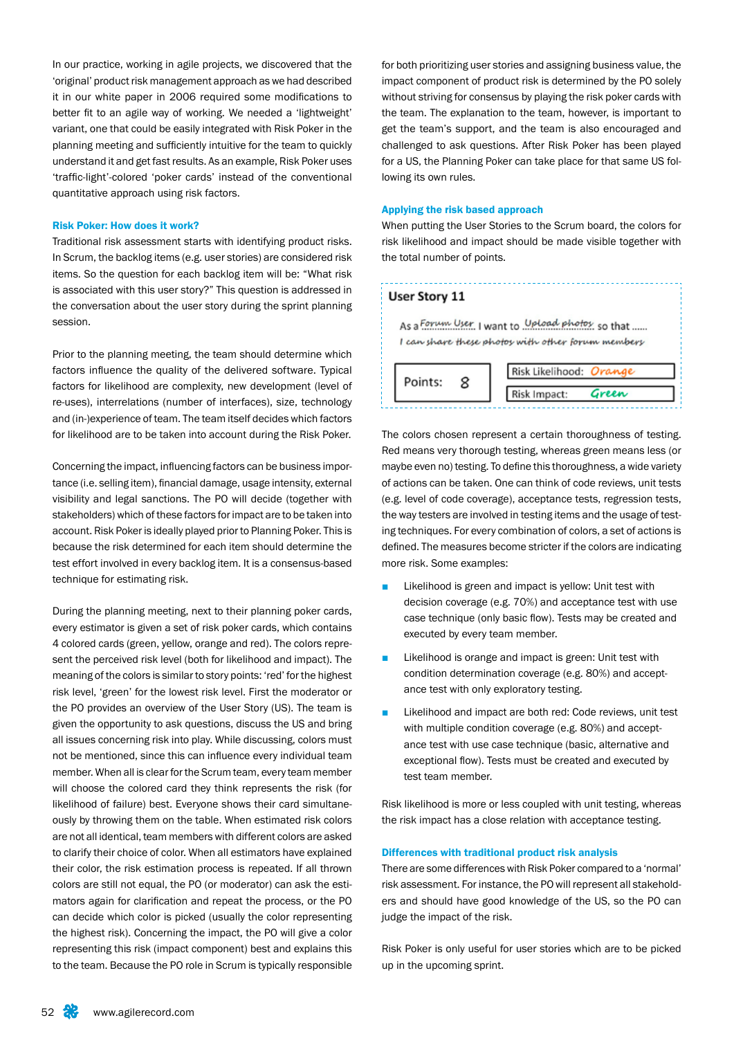In our practice, working in agile projects, we discovered that the 'original' product risk management approach as we had described it in our white paper in 2006 required some modifications to better fit to an agile way of working. We needed a 'lightweight' variant, one that could be easily integrated with Risk Poker in the planning meeting and sufficiently intuitive for the team to quickly understand it and get fast results. As an example, Risk Poker uses 'traffic-light'-colored 'poker cards' instead of the conventional quantitative approach using risk factors.

### Risk Poker: How does it work?

Traditional risk assessment starts with identifying product risks. In Scrum, the backlog items (e.g. user stories) are considered risk items. So the question for each backlog item will be: "What risk is associated with this user story?" This question is addressed in the conversation about the user story during the sprint planning session.

Prior to the planning meeting, the team should determine which factors influence the quality of the delivered software. Typical factors for likelihood are complexity, new development (level of re-uses), interrelations (number of interfaces), size, technology and (in-)experience of team. The team itself decides which factors for likelihood are to be taken into account during the Risk Poker.

Concerning the impact, influencing factors can be business importance (i.e. selling item), financial damage, usage intensity, external visibility and legal sanctions. The PO will decide (together with stakeholders) which of these factors for impact are to be taken into account. Risk Poker is ideally played prior to Planning Poker. This is because the risk determined for each item should determine the test effort involved in every backlog item. It is a consensus-based technique for estimating risk.

During the planning meeting, next to their planning poker cards, every estimator is given a set of risk poker cards, which contains 4 colored cards (green, yellow, orange and red). The colors represent the perceived risk level (both for likelihood and impact). The meaning of the colors is similar to story points: 'red' for the highest risk level, 'green' for the lowest risk level. First the moderator or the PO provides an overview of the User Story (US). The team is given the opportunity to ask questions, discuss the US and bring all issues concerning risk into play. While discussing, colors must not be mentioned, since this can influence every individual team member. When all is clear for the Scrum team, every team member will choose the colored card they think represents the risk (for likelihood of failure) best. Everyone shows their card simultaneously by throwing them on the table. When estimated risk colors are not all identical, team members with different colors are asked to clarify their choice of color. When all estimators have explained their color, the risk estimation process is repeated. If all thrown colors are still not equal, the PO (or moderator) can ask the estimators again for clarification and repeat the process, or the PO can decide which color is picked (usually the color representing the highest risk). Concerning the impact, the PO will give a color representing this risk (impact component) best and explains this to the team. Because the PO role in Scrum is typically responsible for both prioritizing user stories and assigning business value, the impact component of product risk is determined by the PO solely without striving for consensus by playing the risk poker cards with the team. The explanation to the team, however, is important to get the team's support, and the team is also encouraged and challenged to ask questions. After Risk Poker has been played for a US, the Planning Poker can take place for that same US following its own rules.

### Applying the risk based approach

When putting the User Stories to the Scrum board, the colors for risk likelihood and impact should be made visible together with the total number of points.

**User Story 11**

As a *Forum User* I want to *Upload photos* so that ......
*I can share these photos with other forum members*

| Points: 8 | Risk Likelihood: *Orange* |
|---|---|
| | Risk Impact: *Green* |

The colors chosen represent a certain thoroughness of testing. Red means very thorough testing, whereas green means less (or maybe even no) testing. To define this thoroughness, a wide variety of actions can be taken. One can think of code reviews, unit tests (e.g. level of code coverage), acceptance tests, regression tests, the way testers are involved in testing items and the usage of testing techniques. For every combination of colors, a set of actions is defined. The measures become stricter if the colors are indicating more risk. Some examples:

- Likelihood is green and impact is yellow: Unit test with decision coverage (e.g. 70%) and acceptance test with use case technique (only basic flow). Tests may be created and executed by every team member.
- Likelihood is orange and impact is green: Unit test with condition determination coverage (e.g. 80%) and acceptance test with only exploratory testing.
- Likelihood and impact are both red: Code reviews, unit test with multiple condition coverage (e.g. 80%) and acceptance test with use case technique (basic, alternative and exceptional flow). Tests must be created and executed by test team member.

Risk likelihood is more or less coupled with unit testing, whereas the risk impact has a close relation with acceptance testing.

### Differences with traditional product risk analysis

There are some differences with Risk Poker compared to a 'normal' risk assessment. For instance, the PO will represent all stakeholders and should have good knowledge of the US, so the PO can judge the impact of the risk.

Risk Poker is only useful for user stories which are to be picked up in the upcoming sprint.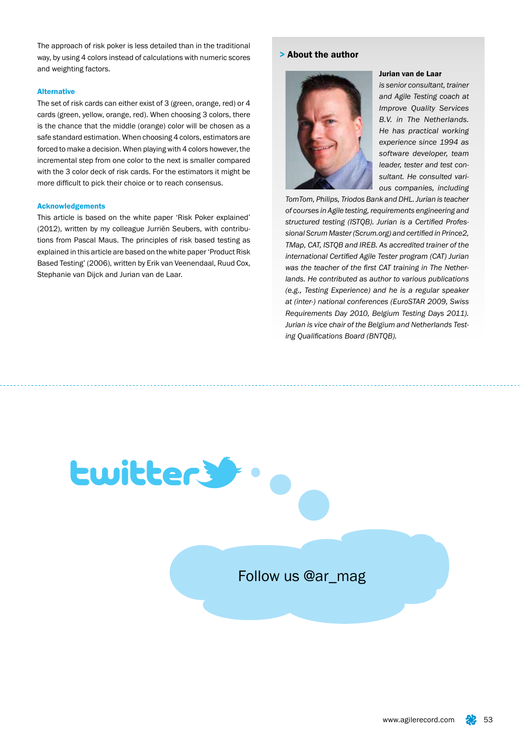The approach of risk poker is less detailed than in the traditional way, by using 4 colors instead of calculations with numeric scores and weighting factors.

### Alternative

The set of risk cards can either exist of 3 (green, orange, red) or 4 cards (green, yellow, orange, red). When choosing 3 colors, there is the chance that the middle (orange) color will be chosen as a safe standard estimation. When choosing 4 colors, estimators are forced to make a decision. When playing with 4 colors however, the incremental step from one color to the next is smaller compared with the 3 color deck of risk cards. For the estimators it might be more difficult to pick their choice or to reach consensus.

### Acknowledgements

This article is based on the white paper 'Risk Poker explained' (2012), written by my colleague Jurriën Seubers, with contributions from Pascal Maus. The principles of risk based testing as explained in this article are based on the white paper 'Product Risk Based Testing' (2006), written by Erik van Veenendaal, Ruud Cox, Stephanie van Dijck and Jurian van de Laar.

## > About the author

**Jurian van de Laar**

*is senior consultant, trainer and Agile Testing coach at Improve Quality Services B.V. in The Netherlands. He has practical working experience since 1994 as software developer, team leader, tester and test consultant. He consulted various companies, including TomTom, Philips, Triodos Bank and DHL. Jurian is teacher of courses in Agile testing, requirements engineering and structured testing (ISTQB). Jurian is a Certified Professional Scrum Master (Scrum.org) and certified in Prince2, TMap, CAT, ISTQB and IREB. As accredited trainer of the international Certified Agile Tester program (CAT) Jurian was the teacher of the first CAT training in The Netherlands. He contributed as author to various publications (e.g., Testing Experience) and he is a regular speaker at (inter-) national conferences (EuroSTAR 2009, Swiss Requirements Day 2010, Belgium Testing Days 2011). Jurian is vice chair of the Belgium and Netherlands Testing Qualifications Board (BNTQB).*

twitter

Follow us @ar_mag